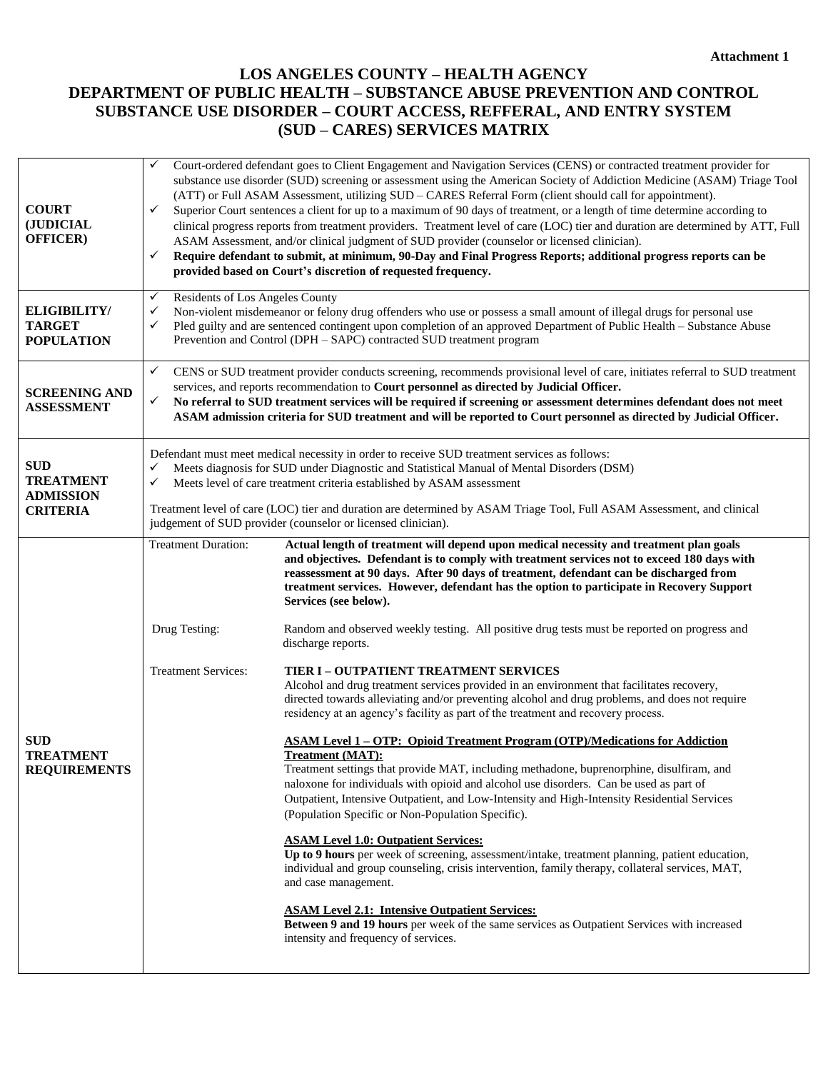**Attachment 1**

# LOS ANGELES COUNTY – HEALTH AGENCY
# DEPARTMENT OF PUBLIC HEALTH – SUBSTANCE ABUSE PREVENTION AND CONTROL
# SUBSTANCE USE DISORDER – COURT ACCESS, REFFERAL, AND ENTRY SYSTEM
# (SUD – CARES) SERVICES MATRIX

| | |
|---|---|
| **COURT (JUDICIAL OFFICER)** | ✓ Court-ordered defendant goes to Client Engagement and Navigation Services (CENS) or contracted treatment provider for substance use disorder (SUD) screening or assessment using the American Society of Addiction Medicine (ASAM) Triage Tool (ATT) or Full ASAM Assessment, utilizing SUD – CARES Referral Form (client should call for appointment).<br>✓ Superior Court sentences a client for up to a maximum of 90 days of treatment, or a length of time determine according to clinical progress reports from treatment providers. Treatment level of care (LOC) tier and duration are determined by ATT, Full ASAM Assessment, and/or clinical judgment of SUD provider (counselor or licensed clinician).<br>✓ **Require defendant to submit, at minimum, 90-Day and Final Progress Reports; additional progress reports can be provided based on Court's discretion of requested frequency.** |
| **ELIGIBILITY/ TARGET POPULATION** | ✓ Residents of Los Angeles County<br>✓ Non-violent misdemeanor or felony drug offenders who use or possess a small amount of illegal drugs for personal use<br>✓ Pled guilty and are sentenced contingent upon completion of an approved Department of Public Health – Substance Abuse Prevention and Control (DPH – SAPC) contracted SUD treatment program |
| **SCREENING AND ASSESSMENT** | ✓ CENS or SUD treatment provider conducts screening, recommends provisional level of care, initiates referral to SUD treatment services, and reports recommendation to **Court personnel as directed by Judicial Officer.**<br>✓ **No referral to SUD treatment services will be required if screening or assessment determines defendant does not meet ASAM admission criteria for SUD treatment and will be reported to Court personnel as directed by Judicial Officer.** |
| **SUD TREATMENT ADMISSION CRITERIA** | Defendant must meet medical necessity in order to receive SUD treatment services as follows:<br>✓ Meets diagnosis for SUD under Diagnostic and Statistical Manual of Mental Disorders (DSM)<br>✓ Meets level of care treatment criteria established by ASAM assessment<br><br>Treatment level of care (LOC) tier and duration are determined by ASAM Triage Tool, Full ASAM Assessment, and clinical judgement of SUD provider (counselor or licensed clinician). |
| **SUD TREATMENT REQUIREMENTS** | Treatment Duration: **Actual length of treatment will depend upon medical necessity and treatment plan goals and objectives. Defendant is to comply with treatment services not to exceed 180 days with reassessment at 90 days. After 90 days of treatment, defendant can be discharged from treatment services. However, defendant has the option to participate in Recovery Support Services (see below).**<br><br>Drug Testing: Random and observed weekly testing. All positive drug tests must be reported on progress and discharge reports.<br><br>Treatment Services: **TIER I – OUTPATIENT TREATMENT SERVICES**<br>Alcohol and drug treatment services provided in an environment that facilitates recovery, directed towards alleviating and/or preventing alcohol and drug problems, and does not require residency at an agency's facility as part of the treatment and recovery process.<br><br>**<u>ASAM Level 1 – OTP: Opioid Treatment Program (OTP)/Medications for Addiction Treatment (MAT):</u>**<br>Treatment settings that provide MAT, including methadone, buprenorphine, disulfiram, and naloxone for individuals with opioid and alcohol use disorders. Can be used as part of Outpatient, Intensive Outpatient, and Low-Intensity and High-Intensity Residential Services (Population Specific or Non-Population Specific).<br><br>**<u>ASAM Level 1.0: Outpatient Services:</u>**<br>**Up to 9 hours** per week of screening, assessment/intake, treatment planning, patient education, individual and group counseling, crisis intervention, family therapy, collateral services, MAT, and case management.<br><br>**<u>ASAM Level 2.1: Intensive Outpatient Services:</u>**<br>**Between 9 and 19 hours** per week of the same services as Outpatient Services with increased intensity and frequency of services. |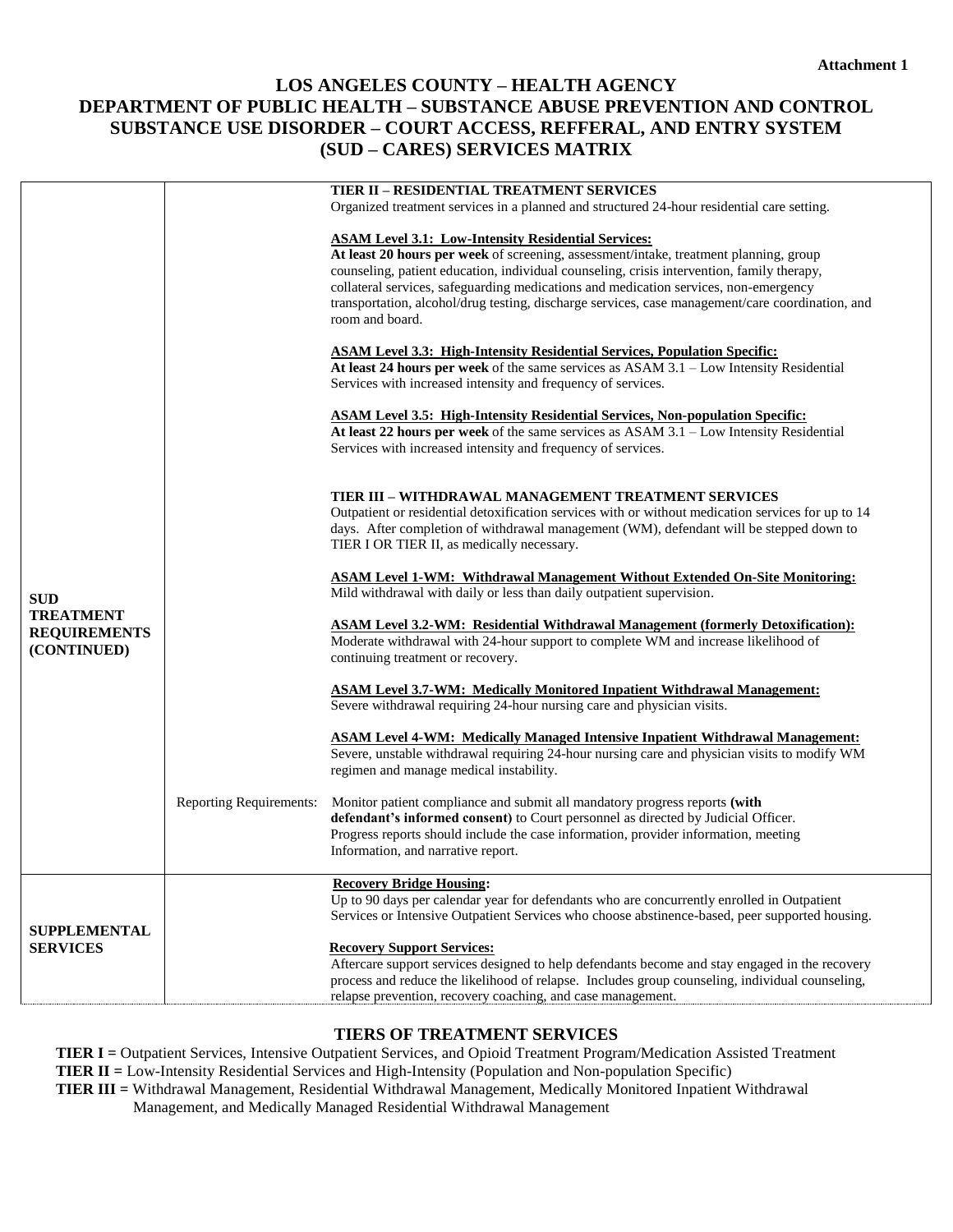Attachment 1

# LOS ANGELES COUNTY – HEALTH AGENCY
# DEPARTMENT OF PUBLIC HEALTH – SUBSTANCE ABUSE PREVENTION AND CONTROL
# SUBSTANCE USE DISORDER – COURT ACCESS, REFFERAL, AND ENTRY SYSTEM (SUD – CARES) SERVICES MATRIX

| | | |
|---|---|---|
| **SUD TREATMENT REQUIREMENTS (CONTINUED)** | | **TIER II – RESIDENTIAL TREATMENT SERVICES**<br>Organized treatment services in a planned and structured 24-hour residential care setting.<br><br>**ASAM Level 3.1: Low-Intensity Residential Services:**<br>**At least 20 hours per week** of screening, assessment/intake, treatment planning, group counseling, patient education, individual counseling, crisis intervention, family therapy, collateral services, safeguarding medications and medication services, non-emergency transportation, alcohol/drug testing, discharge services, case management/care coordination, and room and board.<br><br>**ASAM Level 3.3: High-Intensity Residential Services, Population Specific:**<br>**At least 24 hours per week** of the same services as ASAM 3.1 – Low Intensity Residential Services with increased intensity and frequency of services.<br><br>**ASAM Level 3.5: High-Intensity Residential Services, Non-population Specific:**<br>**At least 22 hours per week** of the same services as ASAM 3.1 – Low Intensity Residential Services with increased intensity and frequency of services.<br><br>**TIER III – WITHDRAWAL MANAGEMENT TREATMENT SERVICES**<br>Outpatient or residential detoxification services with or without medication services for up to 14 days. After completion of withdrawal management (WM), defendant will be stepped down to TIER I OR TIER II, as medically necessary.<br><br>**ASAM Level 1-WM: Withdrawal Management Without Extended On-Site Monitoring:**<br>Mild withdrawal with daily or less than daily outpatient supervision.<br><br>**ASAM Level 3.2-WM: Residential Withdrawal Management (formerly Detoxification):**<br>Moderate withdrawal with 24-hour support to complete WM and increase likelihood of continuing treatment or recovery.<br><br>**ASAM Level 3.7-WM: Medically Monitored Inpatient Withdrawal Management:**<br>Severe withdrawal requiring 24-hour nursing care and physician visits.<br><br>**ASAM Level 4-WM: Medically Managed Intensive Inpatient Withdrawal Management:**<br>Severe, unstable withdrawal requiring 24-hour nursing care and physician visits to modify WM regimen and manage medical instability. |
| | Reporting Requirements: | Monitor patient compliance and submit all mandatory progress reports **(with defendant's informed consent)** to Court personnel as directed by Judicial Officer. Progress reports should include the case information, provider information, meeting Information, and narrative report. |
| **SUPPLEMENTAL SERVICES** | | **Recovery Bridge Housing:**<br>Up to 90 days per calendar year for defendants who are concurrently enrolled in Outpatient Services or Intensive Outpatient Services who choose abstinence-based, peer supported housing.<br><br>**Recovery Support Services:**<br>Aftercare support services designed to help defendants become and stay engaged in the recovery process and reduce the likelihood of relapse. Includes group counseling, individual counseling, relapse prevention, recovery coaching, and case management. |

## TIERS OF TREATMENT SERVICES

**TIER I =** Outpatient Services, Intensive Outpatient Services, and Opioid Treatment Program/Medication Assisted Treatment
**TIER II =** Low-Intensity Residential Services and High-Intensity (Population and Non-population Specific)
**TIER III =** Withdrawal Management, Residential Withdrawal Management, Medically Monitored Inpatient Withdrawal Management, and Medically Managed Residential Withdrawal Management